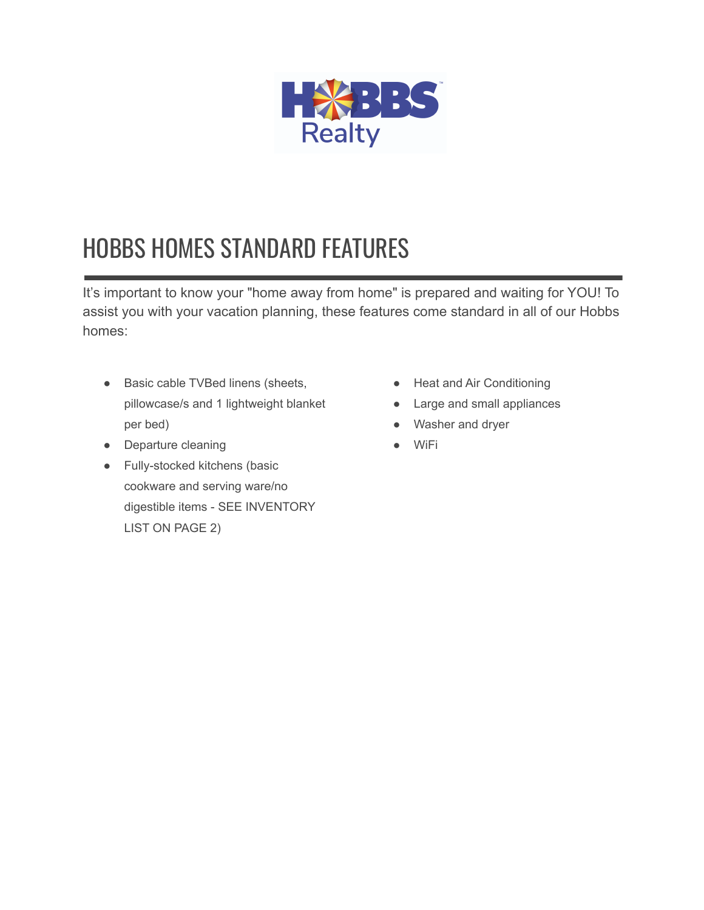# HOBBS HOMES STANDARD FEATURES

It's important to know your "home away from home" is prepared and waiting for YOU! To assist you with your vacation planning, these features come standard in all of our Hobbs homes:

- Basic cable TVBed linens (sheets, pillowcase/s and 1 lightweight blanket per bed)
- Departure cleaning
- Fully-stocked kitchens (basic cookware and serving ware/no digestible items - SEE INVENTORY LIST ON PAGE 2)
- Heat and Air Conditioning
- Large and small appliances
- Washer and dryer
- WiFi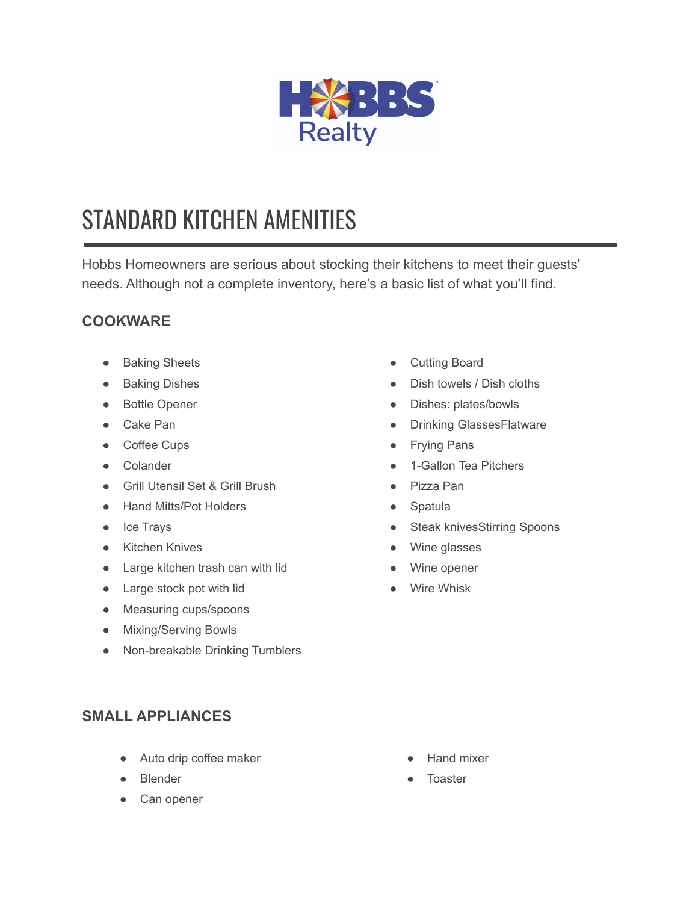# STANDARD KITCHEN AMENITIES

Hobbs Homeowners are serious about stocking their kitchens to meet their guests' needs. Although not a complete inventory, here's a basic list of what you'll find.

## COOKWARE

- Baking Sheets
- Baking Dishes
- Bottle Opener
- Cake Pan
- Coffee Cups
- Colander
- Grill Utensil Set & Grill Brush
- Hand Mitts/Pot Holders
- Ice Trays
- Kitchen Knives
- Large kitchen trash can with lid
- Large stock pot with lid
- Measuring cups/spoons
- Mixing/Serving Bowls
- Non-breakable Drinking Tumblers
- Cutting Board
- Dish towels / Dish cloths
- Dishes: plates/bowls
- Drinking GlassesFlatware
- Frying Pans
- 1-Gallon Tea Pitchers
- Pizza Pan
- Spatula
- Steak knivesStirring Spoons
- Wine glasses
- Wine opener
- Wire Whisk

## SMALL APPLIANCES

- Auto drip coffee maker
- Blender
- Can opener
- Hand mixer
- Toaster